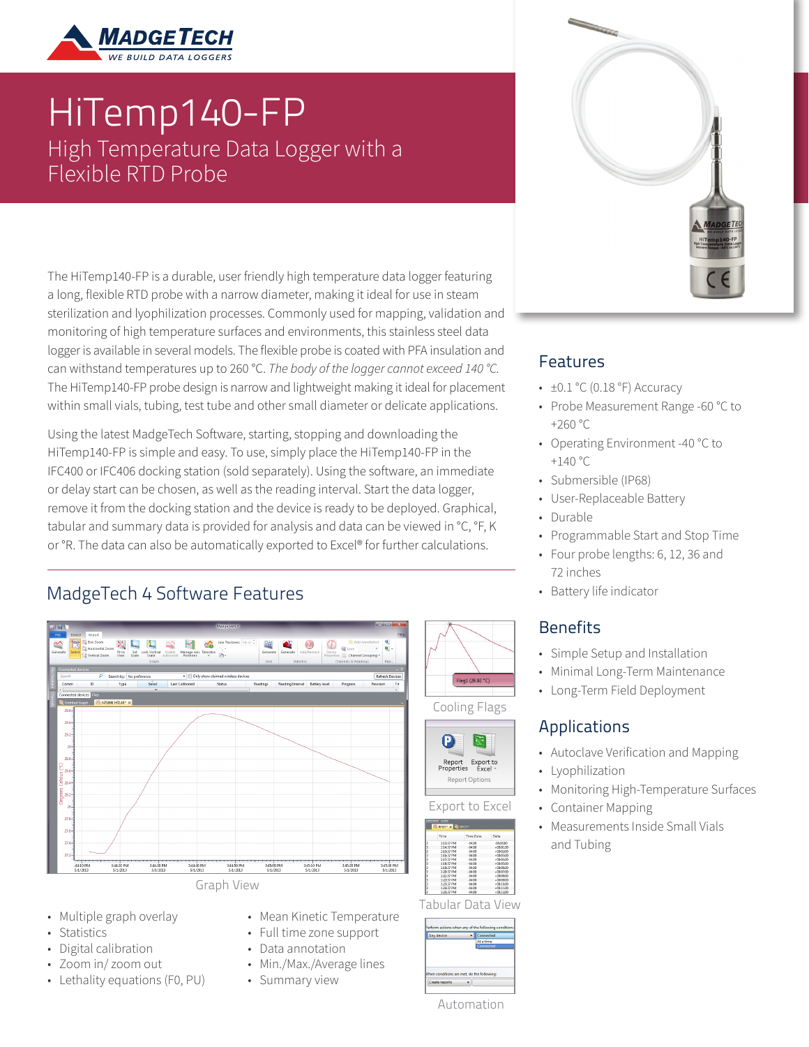# HiTemp140-FP

## High Temperature Data Logger with a Flexible RTD Probe

The HiTemp140-FP is a durable, user friendly high temperature data logger featuring a long, flexible RTD probe with a narrow diameter, making it ideal for use in steam sterilization and lyophilization processes. Commonly used for mapping, validation and monitoring of high temperature surfaces and environments, this stainless steel data logger is available in several models. The flexible probe is coated with PFA insulation and can withstand temperatures up to 260 °C. *The body of the logger cannot exceed 140 °C.* The HiTemp140-FP probe design is narrow and lightweight making it ideal for placement within small vials, tubing, test tube and other small diameter or delicate applications.

Using the latest MadgeTech Software, starting, stopping and downloading the HiTemp140-FP is simple and easy. To use, simply place the HiTemp140-FP in the IFC400 or IFC406 docking station (sold separately). Using the software, an immediate or delay start can be chosen, as well as the reading interval. Start the data logger, remove it from the docking station and the device is ready to be deployed. Graphical, tabular and summary data is provided for analysis and data can be viewed in °C, °F, K or °R. The data can also be automatically exported to Excel® for further calculations.

## Features

- ±0.1 °C (0.18 °F) Accuracy
- Probe Measurement Range -60 °C to +260 °C
- Operating Environment -40 °C to +140 °C
- Submersible (IP68)
- User-Replaceable Battery
- Durable
- Programmable Start and Stop Time
- Four probe lengths: 6, 12, 36 and 72 inches
- Battery life indicator

## Benefits

- Simple Setup and Installation
- Minimal Long-Term Maintenance
- Long-Term Field Deployment

## Applications

- Autoclave Verification and Mapping
- Lyophilization
- Monitoring High-Temperature Surfaces
- Container Mapping
- Measurements Inside Small Vials and Tubing

## MadgeTech 4 Software Features

Graph View

Cooling Flags

Export to Excel

Tabular Data View

Automation

- Multiple graph overlay
- Statistics
- Digital calibration
- Zoom in/ zoom out
- Lethality equations (F0, PU)
- Mean Kinetic Temperature
- Full time zone support
- Data annotation
- Min./Max./Average lines
- Summary view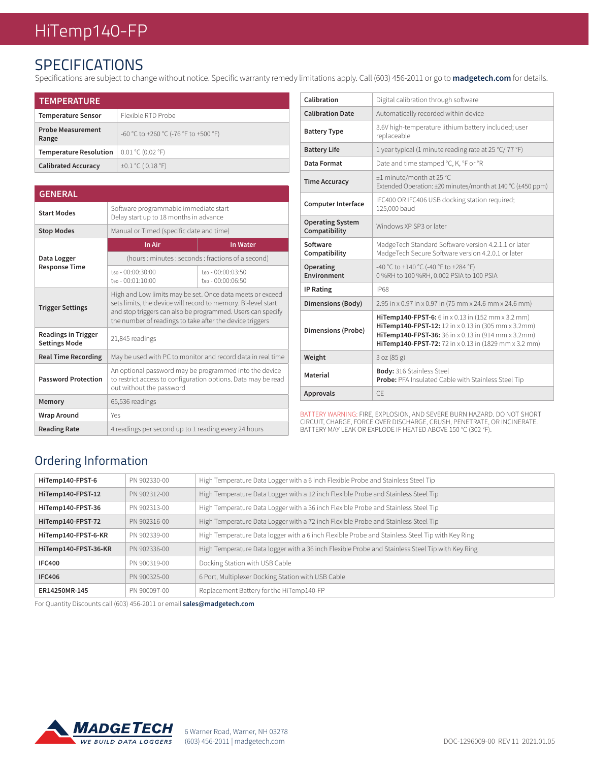# HiTemp140-FP

## SPECIFICATIONS

Specifications are subject to change without notice. Specific warranty remedy limitations apply. Call (603) 456-2011 or go to **madgetech.com** for details.

| TEMPERATURE | |
|---|---|
| **Temperature Sensor** | Flexible RTD Probe |
| **Probe Measurement Range** | -60 °C to +260 °C (-76 °F to +500 °F) |
| **Temperature Resolution** | 0.01 °C (0.02 °F) |
| **Calibrated Accuracy** | ±0.1 °C ( 0.18 °F) |

| GENERAL | | |
|---|---|---|
| **Start Modes** | Software programmable immediate start<br>Delay start up to 18 months in advance | |
| **Stop Modes** | Manual or Timed (specific date and time) | |
| **Data Logger Response Time** | **In Air** | **In Water** |
| | (hours : minutes : seconds : fractions of a second) | |
| | $t_{60}$ - 00:00:30:00<br>$t_{90}$ - 00:01:10:00 | $t_{60}$ - 00:00:03:50<br>$t_{90}$ - 00:00:06:50 |
| **Trigger Settings** | High and Low limits may be set. Once data meets or exceed sets limits, the device will record to memory. Bi-level start and stop triggers can also be programmed. Users can specify the number of readings to take after the device triggers | |
| **Readings in Trigger Settings Mode** | 21,845 readings | |
| **Real Time Recording** | May be used with PC to monitor and record data in real time | |
| **Password Protection** | An optional password may be programmed into the device to restrict access to configuration options. Data may be read out without the password | |
| **Memory** | 65,536 readings | |
| **Wrap Around** | Yes | |
| **Reading Rate** | 4 readings per second up to 1 reading every 24 hours | |

| | |
|---|---|
| **Calibration** | Digital calibration through software |
| **Calibration Date** | Automatically recorded within device |
| **Battery Type** | 3.6V high-temperature lithium battery included; user replaceable |
| **Battery Life** | 1 year typical (1 minute reading rate at 25 °C/ 77 °F) |
| **Data Format** | Date and time stamped °C, K, °F or °R |
| **Time Accuracy** | ±1 minute/month at 25 °C<br>Extended Operation: ±20 minutes/month at 140 °C (±450 ppm) |
| **Computer Interface** | IFC400 OR IFC406 USB docking station required; 125,000 baud |
| **Operating System Compatibility** | Windows XP SP3 or later |
| **Software Compatibility** | MadgeTech Standard Software version 4.2.1.1 or later<br>MadgeTech Secure Software version 4.2.0.1 or later |
| **Operating Environment** | -40 °C to +140 °C (-40 °F to +284 °F)<br>0 %RH to 100 %RH, 0.002 PSIA to 100 PSIA |
| **IP Rating** | IP68 |
| **Dimensions (Body)** | 2.95 in x 0.97 in x 0.97 in (75 mm x 24.6 mm x 24.6 mm) |
| **Dimensions (Probe)** | **HiTemp140-FPST-6:** 6 in x 0.13 in (152 mm x 3.2 mm)<br>**HiTemp140-FPST-12:** 12 in x 0.13 in (305 mm x 3.2mm)<br>**HiTemp140-FPST-36:** 36 in x 0.13 in (914 mm x 3.2mm)<br>**HiTemp140-FPST-72:** 72 in x 0.13 in (1829 mm x 3.2 mm) |
| **Weight** | 3 oz (85 g) |
| **Material** | **Body:** 316 Stainless Steel<br>**Probe:** PFA Insulated Cable with Stainless Steel Tip |
| **Approvals** | CE |

BATTERY WARNING: FIRE, EXPLOSION, AND SEVERE BURN HAZARD. DO NOT SHORT CIRCUIT, CHARGE, FORCE OVER DISCHARGE, CRUSH, PENETRATE, OR INCINERATE. BATTERY MAY LEAK OR EXPLODE IF HEATED ABOVE 150 °C (302 °F).

## Ordering Information

| | | |
|---|---|---|
| **HiTemp140-FPST-6** | PN 902330-00 | High Temperature Data Logger with a 6 inch Flexible Probe and Stainless Steel Tip |
| **HiTemp140-FPST-12** | PN 902312-00 | High Temperature Data Logger with a 12 inch Flexible Probe and Stainless Steel Tip |
| **HiTemp140-FPST-36** | PN 902313-00 | High Temperature Data Logger with a 36 inch Flexible Probe and Stainless Steel Tip |
| **HiTemp140-FPST-72** | PN 902316-00 | High Temperature Data Logger with a 72 inch Flexible Probe and Stainless Steel Tip |
| **HiTemp140-FPST-6-KR** | PN 902339-00 | High Temperature Data logger with a 6 inch Flexible Probe and Stainless Steel Tip with Key Ring |
| **HiTemp140-FPST-36-KR** | PN 902336-00 | High Temperature Data logger with a 36 inch Flexible Probe and Stainless Steel Tip with Key Ring |
| **IFC400** | PN 900319-00 | Docking Station with USB Cable |
| **IFC406** | PN 900325-00 | 6 Port, Multiplexer Docking Station with USB Cable |
| **ER14250MR-145** | PN 900097-00 | Replacement Battery for the HiTemp140-FP |

For Quantity Discounts call (603) 456-2011 or email **sales@madgetech.com**

MADGETECH — WE BUILD DATA LOGGERS

6 Warner Road, Warner, NH 03278
(603) 456-2011 | madgetech.com

DOC-1296009-00 REV 11 2021.01.05